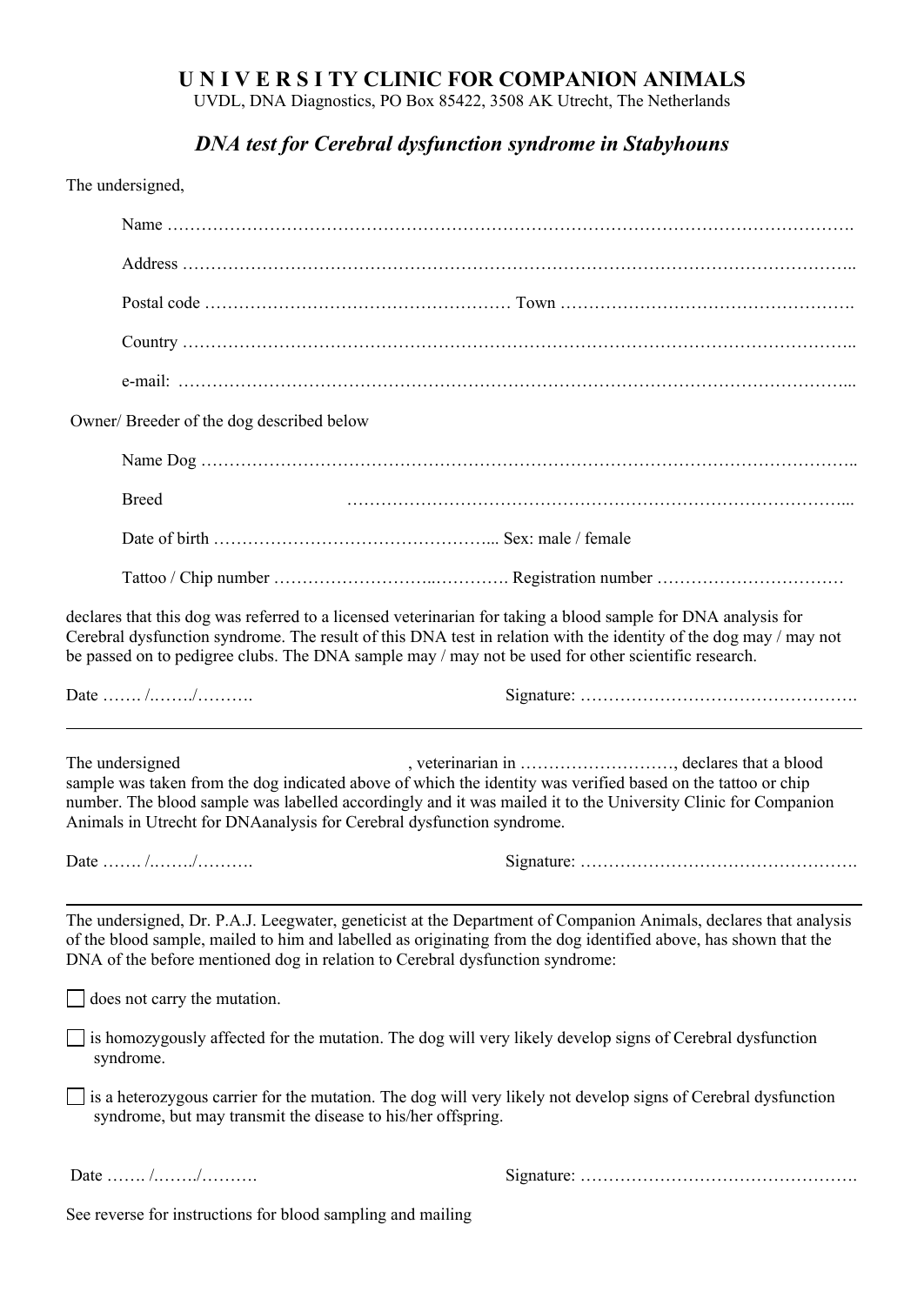# U N I V E R S I TY CLINIC FOR COMPANION ANIMALS

UVDL, DNA Diagnostics, PO Box 85422, 3508 AK Utrecht, The Netherlands

## *DNA test for Cerebral dysfunction syndrome in Stabyhouns*

The undersigned,

Name ………………………………………………………………………………………………………….

Address ………………………………………………………………………………………………………..

Postal code ……………………………………………… Town …………………………………………….

Country ………………………………………………………………………………………………………..

e-mail: ………………………………………………………………………………………………………...

Owner/ Breeder of the dog described below

Name Dog ……………………………………………………………………………………………………..

Breed ……………………………………………………………………………...

Date of birth …………………………………………... Sex: male / female

Tattoo / Chip number ……………………..…………. Registration number ……………………………

declares that this dog was referred to a licensed veterinarian for taking a blood sample for DNA analysis for Cerebral dysfunction syndrome. The result of this DNA test in relation with the identity of the dog may / may not be passed on to pedigree clubs. The DNA sample may / may not be used for other scientific research.

Date ……. /……./……….  Signature: ………………………………………….

---

The undersigned , veterinarian in ………………………, declares that a blood sample was taken from the dog indicated above of which the identity was verified based on the tattoo or chip number. The blood sample was labelled accordingly and it was mailed it to the University Clinic for Companion Animals in Utrecht for DNAanalysis for Cerebral dysfunction syndrome.

Date ……. /……./……….  Signature: ………………………………………….

---

The undersigned, Dr. P.A.J. Leegwater, geneticist at the Department of Companion Animals, declares that analysis of the blood sample, mailed to him and labelled as originating from the dog identified above, has shown that the DNA of the before mentioned dog in relation to Cerebral dysfunction syndrome:

☐ does not carry the mutation.

☐ is homozygously affected for the mutation. The dog will very likely develop signs of Cerebral dysfunction syndrome.

☐ is a heterozygous carrier for the mutation. The dog will very likely not develop signs of Cerebral dysfunction syndrome, but may transmit the disease to his/her offspring.

Date ……. /……./……….  Signature: ………………………………………….

See reverse for instructions for blood sampling and mailing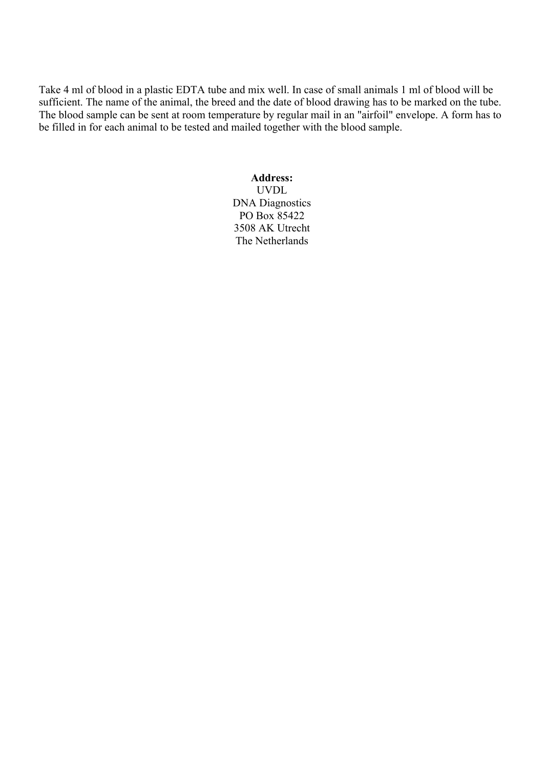Take 4 ml of blood in a plastic EDTA tube and mix well. In case of small animals 1 ml of blood will be sufficient. The name of the animal, the breed and the date of blood drawing has to be marked on the tube. The blood sample can be sent at room temperature by regular mail in an "airfoil" envelope. A form has to be filled in for each animal to be tested and mailed together with the blood sample.

**Address:**
UVDL
DNA Diagnostics
PO Box 85422
3508 AK Utrecht
The Netherlands